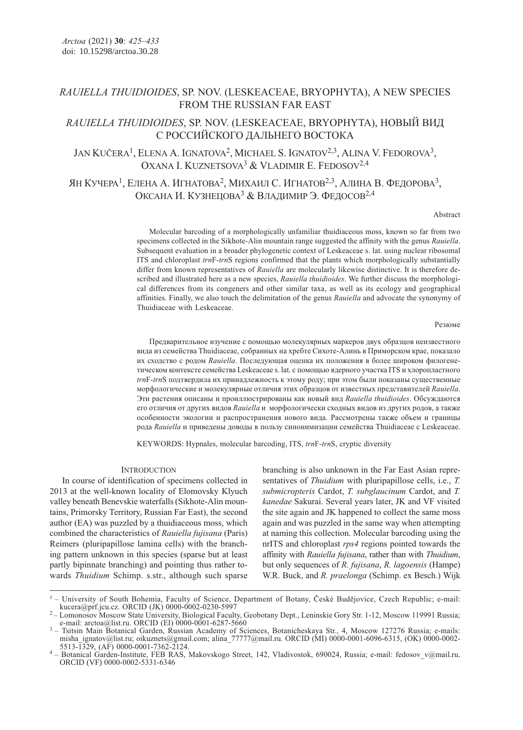# *RAUIELLA THUIDIOIDES*, SP. NOV. (LESKEACEAE, BRYOPHYTA), A NEW SPECIES FROM THE RUSSIAN FAR EAST

# *RAUIELLA THUIDIOIDES*, SP. NOV. (LESKEACEAE, BRYOPHYTA), НОВЫЙ ВИД С РОССИЙСКОГО ДАЛЬНЕГО ВОСТОКА

JAN KUČERA[1], ELENA A. IGNATOVA[2], MICHAEL S. IGNATOV[2,3], ALINA V. FEDOROVA[3], OXANA I. KUZNETSOVA[3] & VLADIMIR E. FEDOSOV[2,4]

ЯН КУЧЕРА[1], ЕЛЕНА А. ИГНАТОВА[2], МИХАИЛ С. ИГНАТОВ[2,3], АЛИНА В. ФЕДОРОВА[3], ОКСАНА И. КУЗНЕЦОВА[3] & ВЛАДИМИР Э. ФЕДОСОВ[2,4]

Abstract

Molecular barcoding of a morphologically unfamiliar thuidiaceous moss, known so far from two specimens collected in the Sikhote-Alin mountain range suggested the affinity with the genus *Rauiella*. Subsequent evaluation in a broader phylogenetic context of Leskeaceae s. lat. using nuclear ribosomal ITS and chloroplast *trn*F-*trn*S regions confirmed that the plants which morphologically substantially differ from known representatives of *Rauiella* are molecularly likewise distinctive. It is therefore described and illustrated here as a new species, *Rauiella thuidioides*. We further discuss the morphological differences from its congeners and other similar taxa, as well as its ecology and geographical affinities. Finally, we also touch the delimitation of the genus *Rauiella* and advocate the synonymy of Thuidiaceae with Leskeaceae.

Резюме

Предварительное изучение с помощью молекулярных маркеров двух образцов неизвестного вида из семейства Thuidiaceae, собранных на хребте Сихоте-Алинь в Приморском крае, показало их сходство с родом *Rauiella*. Последующая оценка их положения в более широком филогенетическом контексте семейства Leskeaceae s. lat. с помощью ядерного участка ITS и хлоропластного *trn*F-*trn*S подтвердила их принадлежность к этому роду; при этом были показаны существенные морфологические и молекулярные отличия этих образцов от известных представителей *Rauiella*. Эти растения описаны и проиллюстрированы как новый вид *Rauiella thuidioides*. Обсуждаются его отличия от других видов *Rauiella* и морфологически сходных видов из других родов, а также особенности экологии и распространения нового вида. Рассмотрены также объем и границы рода *Rauiella* и приведены доводы в пользу синонимизации семейства Thuidiaceae с Leskeaceae.

KEYWORDS: Hypnales, molecular barcoding, ITS, *trn*F-*trn*S, cryptic diversity

## INTRODUCTION

In course of identification of specimens collected in 2013 at the well-known locality of Elomovsky Klyuch valley beneath Benevskie waterfalls (Sikhote-Alin mountains, Primorsky Territory, Russian Far East), the second author (EA) was puzzled by a thuidiaceous moss, which combined the characteristics of *Rauiella fujisana* (Paris) Reimers (pluripapillose lamina cells) with the branching pattern unknown in this species (sparse but at least partly bipinnate branching) and pointing thus rather towards *Thuidium* Schimp. s.str., although such sparse branching is also unknown in the Far East Asian representatives of *Thuidium* with pluripapillose cells, i.e., *T. submicropteris* Cardot, *T. subglaucinum* Cardot, and *T. kanedae* Sakurai. Several years later, JK and VF visited the site again and JK happened to collect the same moss again and was puzzled in the same way when attempting at naming this collection. Molecular barcoding using the nrITS and chloroplast *rps4* regions pointed towards the affinity with *Rauiella fujisana*, rather than with *Thuidium*, but only sequences of *R. fujisana*, *R. lagoensis* (Hampe) W.R. Buck, and *R. praelonga* (Schimp. ex Besch.) Wijk

---

[1] – University of South Bohemia, Faculty of Science, Department of Botany, České Budějovice, Czech Republic; e-mail: kucera@prf.jcu.cz. ORCID (JK) 0000-0002-0230-5997

[2] – Lomonosov Moscow State University, Biological Faculty, Geobotany Dept., Leninskie Gory Str. 1-12, Moscow 119991 Russia; e-mail: arctoa@list.ru. ORCID (EI) 0000-0001-6287-5660

[3] – Tsitsin Main Botanical Garden, Russian Academy of Sciences, Botanicheskaya Str., 4, Moscow 127276 Russia; e-mails: misha_ignatov@list.ru; oikuznets@gmail.com; alina_77777@mail.ru. ORCID (MI) 0000-0001-6096-6315, (OK) 0000-0002-5513-1329, (AF) 0000-0001-7362-2124.

[4] – Botanical Garden-Institute, FEB RAS, Makovskogo Street, 142, Vladivostok, 690024, Russia; e-mail: fedosov_v@mail.ru. ORCID (VF) 0000-0002-5331-6346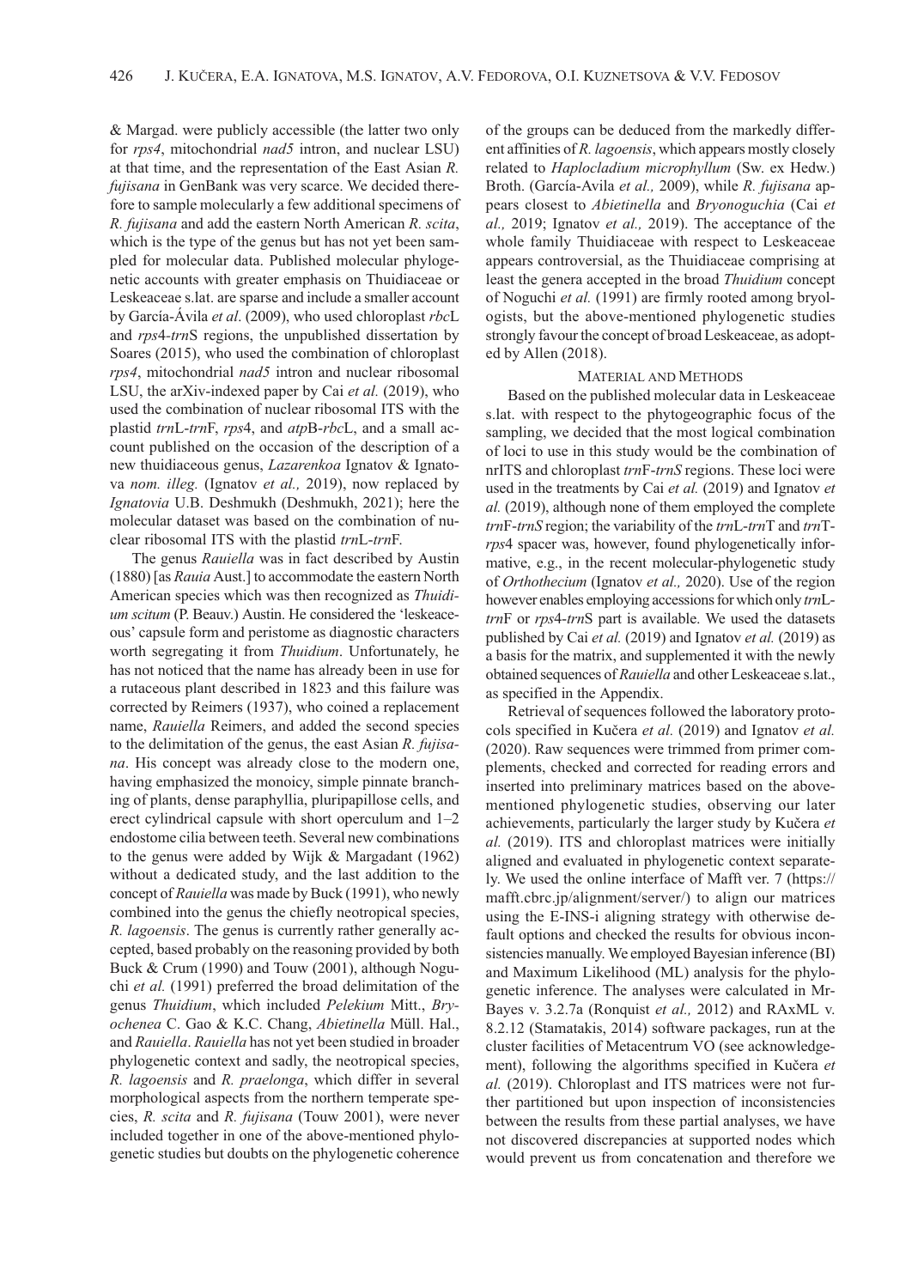& Margad. were publicly accessible (the latter two only for *rps4*, mitochondrial *nad5* intron, and nuclear LSU) at that time, and the representation of the East Asian *R. fujisana* in GenBank was very scarce. We decided therefore to sample molecularly a few additional specimens of *R. fujisana* and add the eastern North American *R. scita*, which is the type of the genus but has not yet been sampled for molecular data. Published molecular phylogenetic accounts with greater emphasis on Thuidiaceae or Leskeaceae s.lat. are sparse and include a smaller account by García-Ávila *et al*. (2009), who used chloroplast *rbc*L and *rps*4-*trn*S regions, the unpublished dissertation by Soares (2015), who used the combination of chloroplast *rps4*, mitochondrial *nad5* intron and nuclear ribosomal LSU, the arXiv-indexed paper by Cai *et al.* (2019), who used the combination of nuclear ribosomal ITS with the plastid *trn*L-*trn*F, *rps*4, and *atp*B-*rbc*L, and a small account published on the occasion of the description of a new thuidiaceous genus, *Lazarenkoa* Ignatov & Ignatova *nom. illeg.* (Ignatov *et al.,* 2019), now replaced by *Ignatovia* U.B. Deshmukh (Deshmukh, 2021); here the molecular dataset was based on the combination of nuclear ribosomal ITS with the plastid *trn*L-*trn*F.

The genus *Rauiella* was in fact described by Austin (1880) [as *Rauia* Aust.] to accommodate the eastern North American species which was then recognized as *Thuidium scitum* (P. Beauv.) Austin. He considered the 'leskeaceous' capsule form and peristome as diagnostic characters worth segregating it from *Thuidium*. Unfortunately, he has not noticed that the name has already been in use for a rutaceous plant described in 1823 and this failure was corrected by Reimers (1937), who coined a replacement name, *Rauiella* Reimers, and added the second species to the delimitation of the genus, the east Asian *R. fujisana*. His concept was already close to the modern one, having emphasized the monoicy, simple pinnate branching of plants, dense paraphyllia, pluripapillose cells, and erect cylindrical capsule with short operculum and 1–2 endostome cilia between teeth. Several new combinations to the genus were added by Wijk & Margadant (1962) without a dedicated study, and the last addition to the concept of *Rauiella* was made by Buck (1991), who newly combined into the genus the chiefly neotropical species, *R. lagoensis*. The genus is currently rather generally accepted, based probably on the reasoning provided by both Buck & Crum (1990) and Touw (2001), although Noguchi *et al.* (1991) preferred the broad delimitation of the genus *Thuidium*, which included *Pelekium* Mitt., *Bryochenea* C. Gao & K.C. Chang, *Abietinella* Müll. Hal., and *Rauiella*. *Rauiella* has not yet been studied in broader phylogenetic context and sadly, the neotropical species, *R. lagoensis* and *R. praelonga*, which differ in several morphological aspects from the northern temperate species, *R. scita* and *R. fujisana* (Touw 2001), were never included together in one of the above-mentioned phylogenetic studies but doubts on the phylogenetic coherence of the groups can be deduced from the markedly different affinities of *R. lagoensis*, which appears mostly closely related to *Haplocladium microphyllum* (Sw. ex Hedw.) Broth. (García-Avila *et al.,* 2009), while *R. fujisana* appears closest to *Abietinella* and *Bryonoguchia* (Cai *et al.,* 2019; Ignatov *et al.,* 2019). The acceptance of the whole family Thuidiaceae with respect to Leskeaceae appears controversial, as the Thuidiaceae comprising at least the genera accepted in the broad *Thuidium* concept of Noguchi *et al.* (1991) are firmly rooted among bryologists, but the above-mentioned phylogenetic studies strongly favour the concept of broad Leskeaceae, as adopted by Allen (2018).

## MATERIAL AND METHODS

Based on the published molecular data in Leskeaceae s.lat. with respect to the phytogeographic focus of the sampling, we decided that the most logical combination of loci to use in this study would be the combination of nrITS and chloroplast *trn*F-*trnS* regions. These loci were used in the treatments by Cai *et al.* (2019) and Ignatov *et al.* (2019), although none of them employed the complete *trn*F-*trnS* region; the variability of the *trn*L-*trn*T and *trn*T-*rps*4 spacer was, however, found phylogenetically informative, e.g., in the recent molecular-phylogenetic study of *Orthothecium* (Ignatov *et al.,* 2020). Use of the region however enables employing accessions for which only *trn*L-*trn*F or *rps*4-*trn*S part is available. We used the datasets published by Cai *et al.* (2019) and Ignatov *et al.* (2019) as a basis for the matrix, and supplemented it with the newly obtained sequences of *Rauiella* and other Leskeaceae s.lat., as specified in the Appendix.

Retrieval of sequences followed the laboratory protocols specified in Kučera *et al.* (2019) and Ignatov *et al.* (2020). Raw sequences were trimmed from primer complements, checked and corrected for reading errors and inserted into preliminary matrices based on the above-mentioned phylogenetic studies, observing our later achievements, particularly the larger study by Kučera *et al.* (2019). ITS and chloroplast matrices were initially aligned and evaluated in phylogenetic context separately. We used the online interface of Mafft ver. 7 (https://mafft.cbrc.jp/alignment/server/) to align our matrices using the E-INS-i aligning strategy with otherwise default options and checked the results for obvious inconsistencies manually. We employed Bayesian inference (BI) and Maximum Likelihood (ML) analysis for the phylogenetic inference. The analyses were calculated in MrBayes v. 3.2.7a (Ronquist *et al.,* 2012) and RAxML v. 8.2.12 (Stamatakis, 2014) software packages, run at the cluster facilities of Metacentrum VO (see acknowledgement), following the algorithms specified in Kučera *et al.* (2019). Chloroplast and ITS matrices were not further partitioned but upon inspection of inconsistencies between the results from these partial analyses, we have not discovered discrepancies at supported nodes which would prevent us from concatenation and therefore we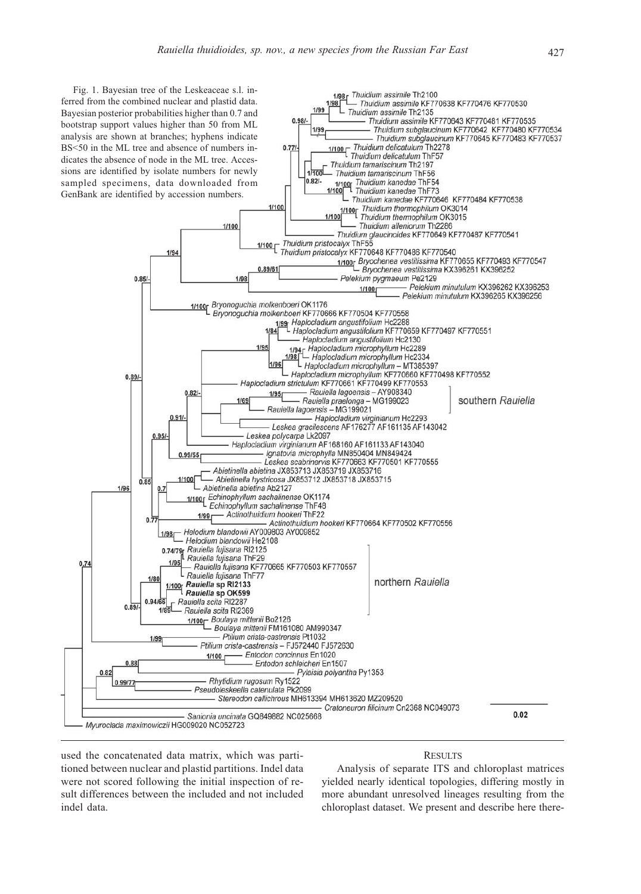Fig. 1. Bayesian tree of the Leskeaceae s.l. inferred from the combined nuclear and plastid data. Bayesian posterior probabilities higher than 0.7 and bootstrap support values higher than 50 from ML analysis are shown at branches; hyphens indicate BS<50 in the ML tree and absence of numbers indicates the absence of node in the ML tree. Accessions are identified by isolate numbers for newly sampled specimens, data downloaded from GenBank are identified by accession numbers.

used the concatenated data matrix, which was partitioned between nuclear and plastid partitions. Indel data were not scored following the initial inspection of result differences between the included and not included indel data.

## RESULTS

Analysis of separate ITS and chloroplast matrices yielded nearly identical topologies, differing mostly in more abundant unresolved lineages resulting from the chloroplast dataset. We present and describe here there-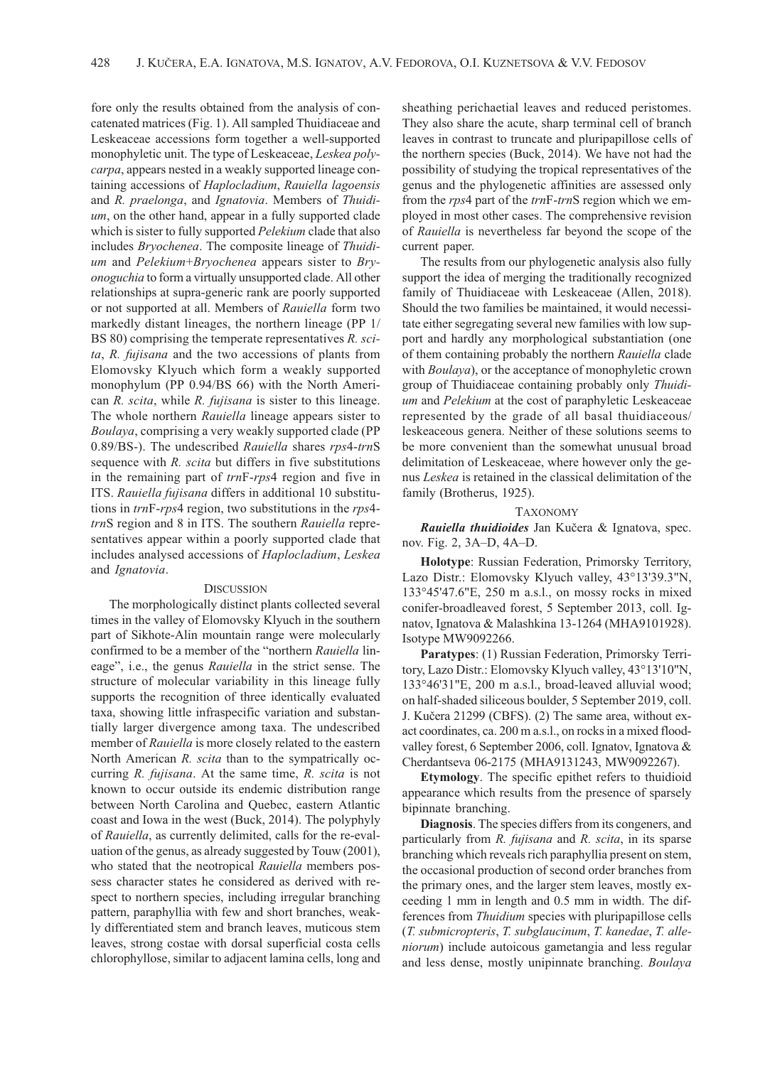fore only the results obtained from the analysis of concatenated matrices (Fig. 1). All sampled Thuidiaceae and Leskeaceae accessions form together a well-supported monophyletic unit. The type of Leskeaceae, *Leskea polycarpa*, appears nested in a weakly supported lineage containing accessions of *Haplocladium*, *Rauiella lagoensis* and *R. praelonga*, and *Ignatovia*. Members of *Thuidium*, on the other hand, appear in a fully supported clade which is sister to fully supported *Pelekium* clade that also includes *Bryochenea*. The composite lineage of *Thuidium* and *Pelekium*+*Bryochenea* appears sister to *Bryonoguchia* to form a virtually unsupported clade. All other relationships at supra-generic rank are poorly supported or not supported at all. Members of *Rauiella* form two markedly distant lineages, the northern lineage (PP 1/BS 80) comprising the temperate representatives *R. scita*, *R. fujisana* and the two accessions of plants from Elomovsky Klyuch which form a weakly supported monophylum (PP 0.94/BS 66) with the North American *R. scita*, while *R. fujisana* is sister to this lineage. The whole northern *Rauiella* lineage appears sister to *Boulaya*, comprising a very weakly supported clade (PP 0.89/BS-). The undescribed *Rauiella* shares *rps*4-*trn*S sequence with *R. scita* but differs in five substitutions in the remaining part of *trn*F-*rps*4 region and five in ITS. *Rauiella fujisana* differs in additional 10 substitutions in *trn*F-*rps*4 region, two substitutions in the *rps*4-*trn*S region and 8 in ITS. The southern *Rauiella* representatives appear within a poorly supported clade that includes analysed accessions of *Haplocladium*, *Leskea* and *Ignatovia*.

## Discussion

The morphologically distinct plants collected several times in the valley of Elomovsky Klyuch in the southern part of Sikhote-Alin mountain range were molecularly confirmed to be a member of the "northern *Rauiella* lineage", i.e., the genus *Rauiella* in the strict sense. The structure of molecular variability in this lineage fully supports the recognition of three identically evaluated taxa, showing little infraspecific variation and substantially larger divergence among taxa. The undescribed member of *Rauiella* is more closely related to the eastern North American *R. scita* than to the sympatrically occurring *R. fujisana*. At the same time, *R. scita* is not known to occur outside its endemic distribution range between North Carolina and Quebec, eastern Atlantic coast and Iowa in the west (Buck, 2014). The polyphyly of *Rauiella*, as currently delimited, calls for the re-evaluation of the genus, as already suggested by Touw (2001), who stated that the neotropical *Rauiella* members possess character states he considered as derived with respect to northern species, including irregular branching pattern, paraphyllia with few and short branches, weakly differentiated stem and branch leaves, muticous stem leaves, strong costae with dorsal superficial costa cells chlorophyllose, similar to adjacent lamina cells, long and sheathing perichaetial leaves and reduced peristomes. They also share the acute, sharp terminal cell of branch leaves in contrast to truncate and pluripapillose cells of the northern species (Buck, 2014). We have not had the possibility of studying the tropical representatives of the genus and the phylogenetic affinities are assessed only from the *rps*4 part of the *trn*F-*trn*S region which we employed in most other cases. The comprehensive revision of *Rauiella* is nevertheless far beyond the scope of the current paper.

The results from our phylogenetic analysis also fully support the idea of merging the traditionally recognized family of Thuidiaceae with Leskeaceae (Allen, 2018). Should the two families be maintained, it would necessitate either segregating several new families with low support and hardly any morphological substantiation (one of them containing probably the northern *Rauiella* clade with *Boulaya*), or the acceptance of monophyletic crown group of Thuidiaceae containing probably only *Thuidium* and *Pelekium* at the cost of paraphyletic Leskeaceae represented by the grade of all basal thuidiaceous/leskeaceous genera. Neither of these solutions seems to be more convenient than the somewhat unusual broad delimitation of Leskeaceae, where however only the genus *Leskea* is retained in the classical delimitation of the family (Brotherus, 1925).

## Taxonomy

***Rauiella thuidioides*** Jan Kučera & Ignatova, spec. nov. Fig. 2, 3A–D, 4A–D.

**Holotype**: Russian Federation, Primorsky Territory, Lazo Distr.: Elomovsky Klyuch valley, 43°13'39.3"N, 133°45'47.6"E, 250 m a.s.l., on mossy rocks in mixed conifer-broadleaved forest, 5 September 2013, coll. Ignatov, Ignatova & Malashkina 13-1264 (MHA9101928). Isotype MW9092266.

**Paratypes**: (1) Russian Federation, Primorsky Territory, Lazo Distr.: Elomovsky Klyuch valley, 43°13'10"N, 133°46'31"E, 200 m a.s.l., broad-leaved alluvial wood; on half-shaded siliceous boulder, 5 September 2019, coll. J. Kučera 21299 (CBFS). (2) The same area, without exact coordinates, ca. 200 m a.s.l., on rocks in a mixed flood-valley forest, 6 September 2006, coll. Ignatov, Ignatova & Cherdantseva 06-2175 (MHA9131243, MW9092267).

**Etymology**. The specific epithet refers to thuidioid appearance which results from the presence of sparsely bipinnate branching.

**Diagnosis**. The species differs from its congeners, and particularly from *R. fujisana* and *R. scita*, in its sparse branching which reveals rich paraphyllia present on stem, the occasional production of second order branches from the primary ones, and the larger stem leaves, mostly exceeding 1 mm in length and 0.5 mm in width. The differences from *Thuidium* species with pluripapillose cells (*T. submicropteris*, *T. subglaucinum*, *T. kanedae*, *T. alleniorum*) include autoicous gametangia and less regular and less dense, mostly unipinnate branching. *Boulaya*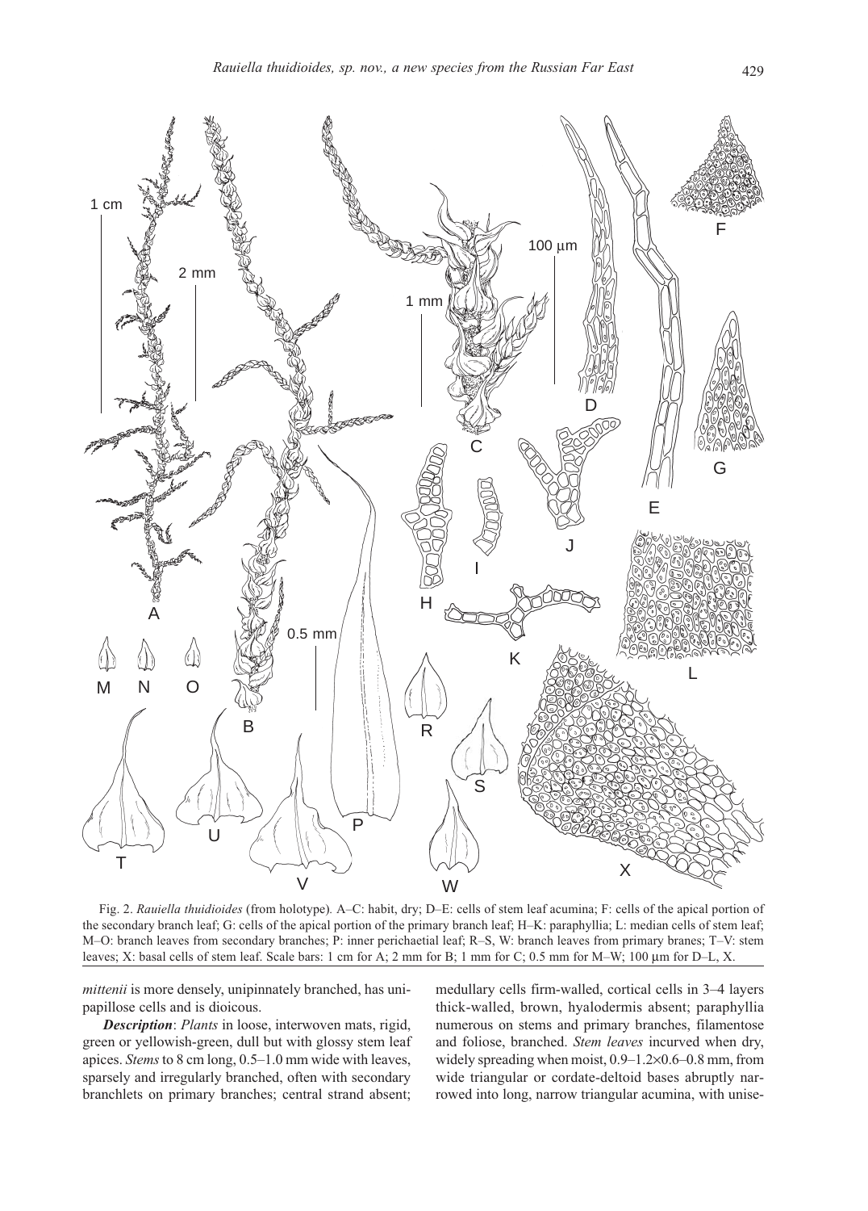Fig. 2. *Rauiella thuidioides* (from holotype). A–C: habit, dry; D–E: cells of stem leaf acumina; F: cells of the apical portion of the secondary branch leaf; G: cells of the apical portion of the primary branch leaf; H–K: paraphyllia; L: median cells of stem leaf; M–O: branch leaves from secondary branches; P: inner perichaetial leaf; R–S, W: branch leaves from primary branes; T–V: stem leaves; X: basal cells of stem leaf. Scale bars: 1 cm for A; 2 mm for B; 1 mm for C; 0.5 mm for M–W; 100 μm for D–L, X.

*mittenii* is more densely, unipinnately branched, has unipapillose cells and is dioicous.

***Description***: *Plants* in loose, interwoven mats, rigid, green or yellowish-green, dull but with glossy stem leaf apices. *Stems* to 8 cm long, 0.5–1.0 mm wide with leaves, sparsely and irregularly branched, often with secondary branchlets on primary branches; central strand absent; medullary cells firm-walled, cortical cells in 3–4 layers thick-walled, brown, hyalodermis absent; paraphyllia numerous on stems and primary branches, filamentose and foliose, branched. *Stem leaves* incurved when dry, widely spreading when moist, 0.9–1.2×0.6–0.8 mm, from wide triangular or cordate-deltoid bases abruptly narrowed into long, narrow triangular acumina, with unise-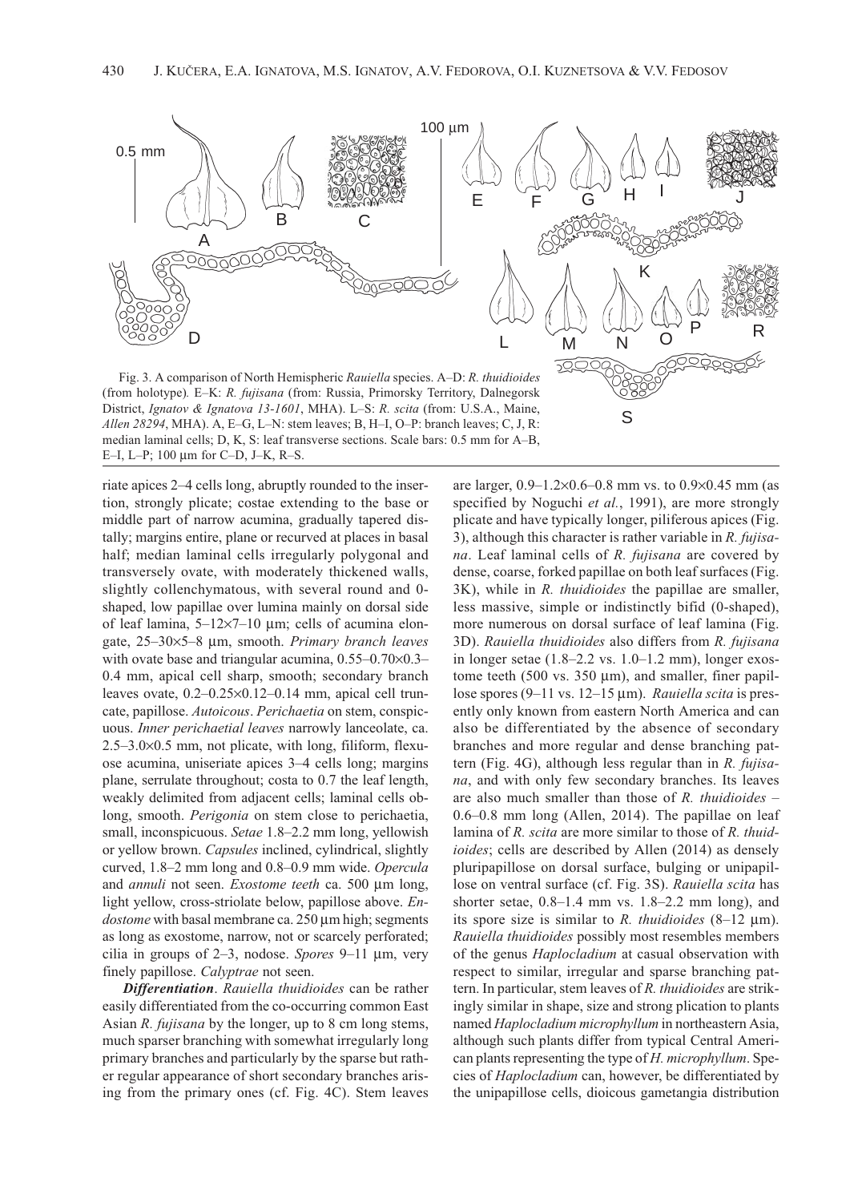Fig. 3. A comparison of North Hemispheric *Rauiella* species. A–D: *R. thuidioides* (from holotype). E–K: *R. fujisana* (from: Russia, Primorsky Territory, Dalnegorsk District, *Ignatov & Ignatova 13-1601*, MHA). L–S: *R. scita* (from: U.S.A., Maine, *Allen 28294*, MHA). A, E–G, L–N: stem leaves; B, H–I, O–P: branch leaves; C, J, R: median laminal cells; D, K, S: leaf transverse sections. Scale bars: 0.5 mm for A–B, E–I, L–P; 100 µm for C–D, J–K, R–S.

riate apices 2–4 cells long, abruptly rounded to the insertion, strongly plicate; costae extending to the base or middle part of narrow acumina, gradually tapered distally; margins entire, plane or recurved at places in basal half; median laminal cells irregularly polygonal and transversely ovate, with moderately thickened walls, slightly collenchymatous, with several round and 0-shaped, low papillae over lumina mainly on dorsal side of leaf lamina, 5–12×7–10 µm; cells of acumina elongate, 25–30×5–8 µm, smooth. *Primary branch leaves* with ovate base and triangular acumina, 0.55–0.70×0.3–0.4 mm, apical cell sharp, smooth; secondary branch leaves ovate, 0.2–0.25×0.12–0.14 mm, apical cell truncate, papillose. *Autoicous*. *Perichaetia* on stem, conspicuous. *Inner perichaetial leaves* narrowly lanceolate, ca. 2.5–3.0×0.5 mm, not plicate, with long, filiform, flexuose acumina, uniseriate apices 3–4 cells long; margins plane, serrulate throughout; costa to 0.7 the leaf length, weakly delimited from adjacent cells; laminal cells oblong, smooth. *Perigonia* on stem close to perichaetia, small, inconspicuous. *Setae* 1.8–2.2 mm long, yellowish or yellow brown. *Capsules* inclined, cylindrical, slightly curved, 1.8–2 mm long and 0.8–0.9 mm wide. *Opercula* and *annuli* not seen. *Exostome teeth* ca. 500 µm long, light yellow, cross-striolate below, papillose above. *Endostome* with basal membrane ca. 250 µm high; segments as long as exostome, narrow, not or scarcely perforated; cilia in groups of 2–3, nodose. *Spores* 9–11 µm, very finely papillose. *Calyptrae* not seen.

***Differentiation***. *Rauiella thuidioides* can be rather easily differentiated from the co-occurring common East Asian *R. fujisana* by the longer, up to 8 cm long stems, much sparser branching with somewhat irregularly long primary branches and particularly by the sparse but rather regular appearance of short secondary branches arising from the primary ones (cf. Fig. 4C). Stem leaves are larger, 0.9–1.2×0.6–0.8 mm vs. to 0.9×0.45 mm (as specified by Noguchi *et al.*, 1991), are more strongly plicate and have typically longer, piliferous apices (Fig. 3), although this character is rather variable in *R. fujisana*. Leaf laminal cells of *R. fujisana* are covered by dense, coarse, forked papillae on both leaf surfaces (Fig. 3K), while in *R. thuidioides* the papillae are smaller, less massive, simple or indistinctly bifid (0-shaped), more numerous on dorsal surface of leaf lamina (Fig. 3D). *Rauiella thuidioides* also differs from *R. fujisana* in longer setae (1.8–2.2 vs. 1.0–1.2 mm), longer exostome teeth (500 vs. 350 µm), and smaller, finer papillose spores (9–11 vs. 12–15 µm). *Rauiella scita* is presently only known from eastern North America and can also be differentiated by the absence of secondary branches and more regular and dense branching pattern (Fig. 4G), although less regular than in *R. fujisana*, and with only few secondary branches. Its leaves are also much smaller than those of *R. thuidioides* – 0.6–0.8 mm long (Allen, 2014). The papillae on leaf lamina of *R. scita* are more similar to those of *R. thuidioides*; cells are described by Allen (2014) as densely pluripapillose on dorsal surface, bulging or unipapillose on ventral surface (cf. Fig. 3S). *Rauiella scita* has shorter setae, 0.8–1.4 mm vs. 1.8–2.2 mm long), and its spore size is similar to *R. thuidioides* (8–12 µm). *Rauiella thuidioides* possibly most resembles members of the genus *Haplocladium* at casual observation with respect to similar, irregular and sparse branching pattern. In particular, stem leaves of *R. thuidioides* are strikingly similar in shape, size and strong plication to plants named *Haplocladium microphyllum* in northeastern Asia, although such plants differ from typical Central American plants representing the type of *H. microphyllum*. Species of *Haplocladium* can, however, be differentiated by the unipapillose cells, dioicous gametangia distribution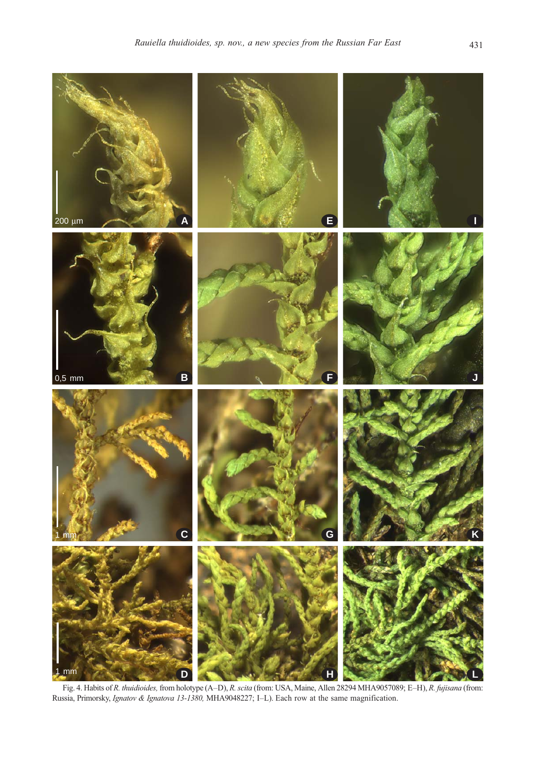Fig. 4. Habits of *R. thuidioides,* from holotype (A–D), *R. scita* (from: USA, Maine, Allen 28294 MHA9057089; E–H), *R. fujisana* (from: Russia, Primorsky, *Ignatov & Ignatova 13-1380,* MHA9048227; I–L). Each row at the same magnification.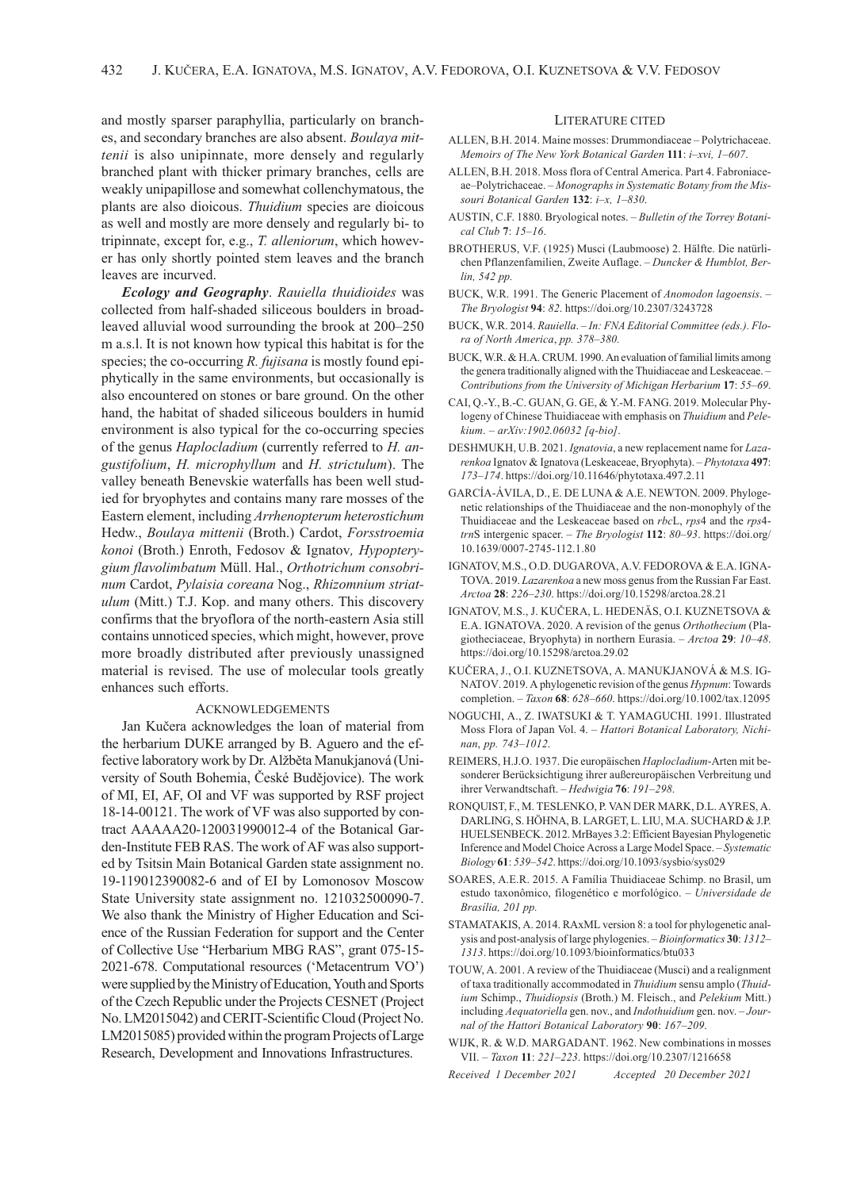and mostly sparser paraphyllia, particularly on branches, and secondary branches are also absent. *Boulaya mittenii* is also unipinnate, more densely and regularly branched plant with thicker primary branches, cells are weakly unipapillose and somewhat collenchymatous, the plants are also dioicous. *Thuidium* species are dioicous as well and mostly are more densely and regularly bi- to tripinnate, except for, e.g., *T. alleniorum*, which however has only shortly pointed stem leaves and the branch leaves are incurved.

***Ecology and Geography***. *Rauiella thuidioides* was collected from half-shaded siliceous boulders in broadleaved alluvial wood surrounding the brook at 200–250 m a.s.l. It is not known how typical this habitat is for the species; the co-occurring *R. fujisana* is mostly found epiphytically in the same environments, but occasionally is also encountered on stones or bare ground. On the other hand, the habitat of shaded siliceous boulders in humid environment is also typical for the co-occurring species of the genus *Haplocladium* (currently referred to *H. angustifolium*, *H. microphyllum* and *H. strictulum*). The valley beneath Benevskie waterfalls has been well studied for bryophytes and contains many rare mosses of the Eastern element, including *Arrhenopterum heterostichum* Hedw., *Boulaya mittenii* (Broth.) Cardot, *Forsstroemia konoi* (Broth.) Enroth, Fedosov & Ignatov*, Hypopterygium flavolimbatum* Müll. Hal., *Orthotrichum consobrinum* Cardot, *Pylaisia coreana* Nog., *Rhizomnium striatulum* (Mitt.) T.J. Kop. and many others. This discovery confirms that the bryoflora of the north-eastern Asia still contains unnoticed species, which might, however, prove more broadly distributed after previously unassigned material is revised. The use of molecular tools greatly enhances such efforts.

## ACKNOWLEDGEMENTS

Jan Kučera acknowledges the loan of material from the herbarium DUKE arranged by B. Aguero and the effective laboratory work by Dr. Alžběta Manukjanová (University of South Bohemia, České Budějovice). The work of MI, EI, AF, OI and VF was supported by RSF project 18-14-00121. The work of VF was also supported by contract AAAAA20-120031990012-4 of the Botanical Garden-Institute FEB RAS. The work of AF was also supported by Tsitsin Main Botanical Garden state assignment no. 19-119012390082-6 and of EI by Lomonosov Moscow State University state assignment no. 121032500090-7. We also thank the Ministry of Higher Education and Science of the Russian Federation for support and the Center of Collective Use "Herbarium MBG RAS", grant 075-15-2021-678. Computational resources ('Metacentrum VO') were supplied by the Ministry of Education, Youth and Sports of the Czech Republic under the Projects CESNET (Project No. LM2015042) and CERIT-Scientific Cloud (Project No. LM2015085) provided within the program Projects of Large Research, Development and Innovations Infrastructures.

## LITERATURE CITED

ALLEN, B.H. 2014. Maine mosses: Drummondiaceae – Polytrichaceae. *Memoirs of The New York Botanical Garden* **111**: *i–xvi, 1–607*.

ALLEN, B.H. 2018. Moss flora of Central America. Part 4. Fabroniaceae–Polytrichaceae. – *Monographs in Systematic Botany from the Missouri Botanical Garden* **132**: *i–x, 1–830*.

AUSTIN, C.F. 1880. Bryological notes. – *Bulletin of the Torrey Botanical Club* **7**: *15–16*.

BROTHERUS, V.F. (1925) Musci (Laubmoose) 2. Hälfte. Die natürlichen Pflanzenfamilien, Zweite Auflage. – *Duncker & Humblot, Berlin, 542 pp.*

BUCK, W.R. 1991. The Generic Placement of *Anomodon lagoensis*. – *The Bryologist* **94**: *82*. https://doi.org/10.2307/3243728

BUCK, W.R. 2014. *Rauiella*. – *In: FNA Editorial Committee (eds.). Flora of North America*, *pp. 378–380.*

BUCK, W.R. & H.A. CRUM. 1990. An evaluation of familial limits among the genera traditionally aligned with the Thuidiaceae and Leskeaceae. – *Contributions from the University of Michigan Herbarium* **17**: *55–69*.

CAI, Q.-Y., B.-C. GUAN, G. GE, & Y.-M. FANG. 2019. Molecular Phylogeny of Chinese Thuidiaceae with emphasis on *Thuidium* and *Pelekium*. – *arXiv:1902.06032 [q-bio]*.

DESHMUKH, U.B. 2021. *Ignatovia*, a new replacement name for *Lazarenkoa* Ignatov & Ignatova (Leskeaceae, Bryophyta). – *Phytotaxa* **497**: *173–174*. https://doi.org/10.11646/phytotaxa.497.2.11

GARCÍA-ÁVILA, D., E. DE LUNA & A.E. NEWTON. 2009. Phylogenetic relationships of the Thuidiaceae and the non-monophyly of the Thuidiaceae and the Leskeaceae based on *rbc*L, *rps*4 and the *rps*4-*trn*S intergenic spacer. – *The Bryologist* **112**: *80–93*. https://doi.org/10.1639/0007-2745-112.1.80

IGNATOV, M.S., O.D. DUGAROVA, A.V. FEDOROVA & E.A. IGNATOVA. 2019. *Lazarenkoa* a new moss genus from the Russian Far East. *Arctoa* **28**: *226–230*. https://doi.org/10.15298/arctoa.28.21

IGNATOV, M.S., J. KUČERA, L. HEDENÄS, O.I. KUZNETSOVA & E.A. IGNATOVA. 2020. A revision of the genus *Orthothecium* (Plagiotheciaceae, Bryophyta) in northern Eurasia. – *Arctoa* **29**: *10–48*. https://doi.org/10.15298/arctoa.29.02

KUČERA, J., O.I. KUZNETSOVA, A. MANUKJANOVÁ & M.S. IGNATOV. 2019. A phylogenetic revision of the genus *Hypnum*: Towards completion. – *Taxon* **68**: *628–660*. https://doi.org/10.1002/tax.12095

NOGUCHI, A., Z. IWATSUKI & T. YAMAGUCHI. 1991. Illustrated Moss Flora of Japan Vol. 4. – *Hattori Botanical Laboratory, Nichinan*, *pp. 743–1012.*

REIMERS, H.J.O. 1937. Die europäischen *Haplocladium*-Arten mit besonderer Berücksichtigung ihrer außereuropäischen Verbreitung und ihrer Verwandtschaft. – *Hedwigia* **76**: *191–298*.

RONQUIST, F., M. TESLENKO, P. VAN DER MARK, D.L. AYRES, A. DARLING, S. HÖHNA, B. LARGET, L. LIU, M.A. SUCHARD & J.P. HUELSENBECK. 2012. MrBayes 3.2: Efficient Bayesian Phylogenetic Inference and Model Choice Across a Large Model Space. – *Systematic Biology* **61**: *539–542*. https://doi.org/10.1093/sysbio/sys029

SOARES, A.E.R. 2015. A Família Thuidiaceae Schimp. no Brasil, um estudo taxonômico, filogenético e morfológico. – *Universidade de Brasília, 201 pp.*

STAMATAKIS, A. 2014. RAxML version 8: a tool for phylogenetic analysis and post-analysis of large phylogenies. – *Bioinformatics* **30**: *1312–1313*. https://doi.org/10.1093/bioinformatics/btu033

TOUW, A. 2001. A review of the Thuidiaceae (Musci) and a realignment of taxa traditionally accommodated in *Thuidium* sensu amplo (*Thuidium* Schimp., *Thuidiopsis* (Broth.) M. Fleisch., and *Pelekium* Mitt.) including *Aequatoriella* gen. nov., and *Indothuidium* gen. nov. – *Journal of the Hattori Botanical Laboratory* **90**: *167–209*.

WIJK, R. & W.D. MARGADANT. 1962. New combinations in mosses VII. – *Taxon* **11**: *221–223*. https://doi.org/10.2307/1216658

*Received 1 December 2021 Accepted 20 December 2021*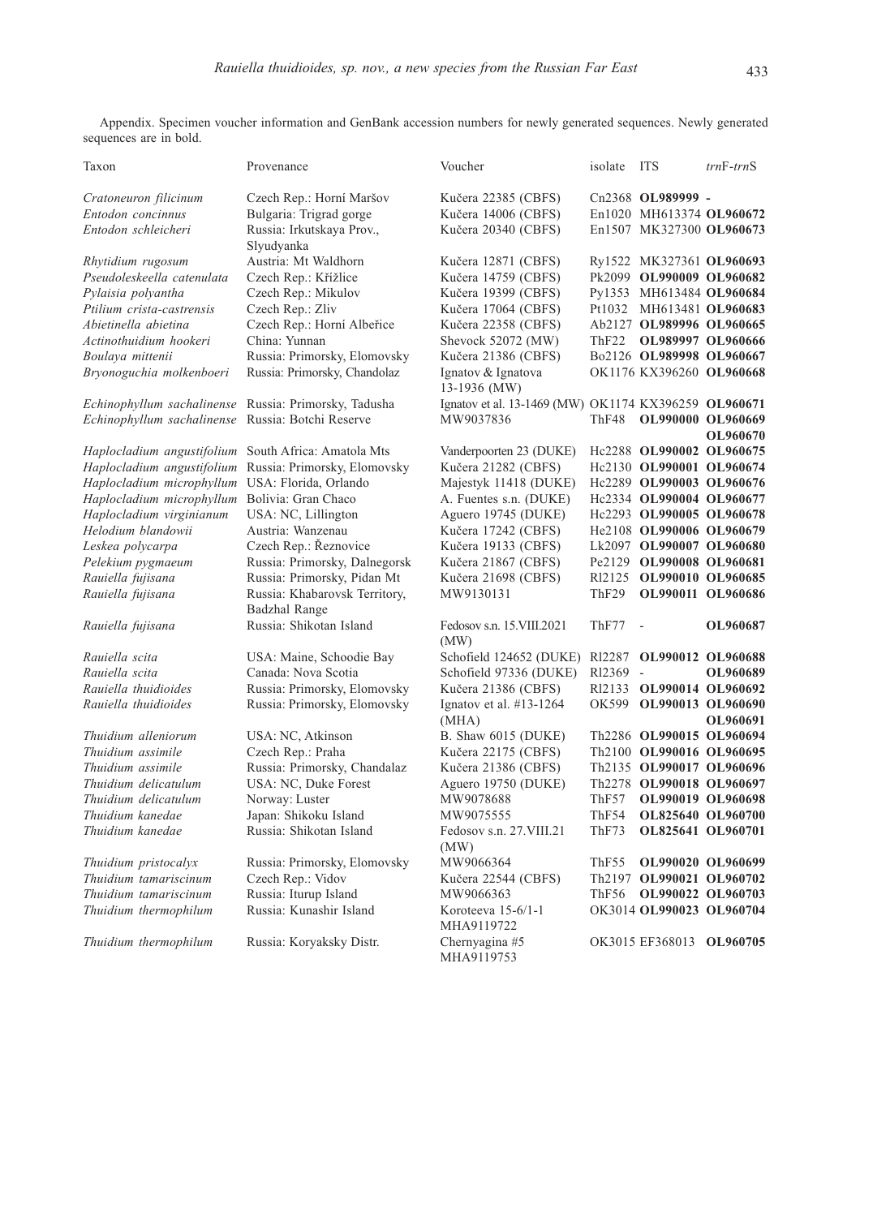Appendix. Specimen voucher information and GenBank accession numbers for newly generated sequences. Newly generated sequences are in bold.

| Taxon | Provenance | Voucher | isolate | ITS | *trn*F-*trn*S |
|---|---|---|---|---|---|
| *Cratoneuron filicinum* | Czech Rep.: Horní Maršov | Kučera 22385 (CBFS) | Cn2368 | **OL989999** | - |
| *Entodon concinnus* | Bulgaria: Trigrad gorge | Kučera 14006 (CBFS) | En1020 | MH613374 | **OL960672** |
| *Entodon schleicheri* | Russia: Irkutskaya Prov., Slyudyanka | Kučera 20340 (CBFS) | En1507 | MK327300 | **OL960673** |
| *Rhytidium rugosum* | Austria: Mt Waldhorn | Kučera 12871 (CBFS) | Ry1522 | MK327361 | **OL960693** |
| *Pseudoleskeella catenulata* | Czech Rep.: Křížlice | Kučera 14759 (CBFS) | Pk2099 | **OL990009** | **OL960682** |
| *Pylaisia polyantha* | Czech Rep.: Mikulov | Kučera 19399 (CBFS) | Py1353 | MH613484 | **OL960684** |
| *Ptilium crista-castrensis* | Czech Rep.: Zliv | Kučera 17064 (CBFS) | Pt1032 | MH613481 | **OL960683** |
| *Abietinella abietina* | Czech Rep.: Horní Albeřice | Kučera 22358 (CBFS) | Ab2127 | **OL989996** | **OL960665** |
| *Actinothuidium hookeri* | China: Yunnan | Shevock 52072 (MW) | ThF22 | **OL989997** | **OL960666** |
| *Boulaya mittenii* | Russia: Primorsky, Elomovsky | Kučera 21386 (CBFS) | Bo2126 | **OL989998** | **OL960667** |
| *Bryonoguchia molkenboeri* | Russia: Primorsky, Chandolaz | Ignatov & Ignatova 13-1936 (MW) | OK1176 | KX396260 | **OL960668** |
| *Echinophyllum sachalinense* | Russia: Primorsky, Tadusha | Ignatov et al. 13-1469 (MW) | OK1174 | KX396259 | **OL960671** |
| *Echinophyllum sachalinense* | Russia: Botchi Reserve | MW9037836 | ThF48 | **OL990000** | **OL960669** **OL960670** |
| *Haplocladium angustifolium* | South Africa: Amatola Mts | Vanderpoorten 23 (DUKE) | Hc2288 | **OL990002** | **OL960675** |
| *Haplocladium angustifolium* | Russia: Primorsky, Elomovsky | Kučera 21282 (CBFS) | Hc2130 | **OL990001** | **OL960674** |
| *Haplocladium microphyllum* | USA: Florida, Orlando | Majestyk 11418 (DUKE) | Hc2289 | **OL990003** | **OL960676** |
| *Haplocladium microphyllum* | Bolivia: Gran Chaco | A. Fuentes s.n. (DUKE) | Hc2334 | **OL990004** | **OL960677** |
| *Haplocladium virginianum* | USA: NC, Lillington | Aguero 19745 (DUKE) | Hc2293 | **OL990005** | **OL960678** |
| *Helodium blandowii* | Austria: Wanzenau | Kučera 17242 (CBFS) | He2108 | **OL990006** | **OL960679** |
| *Leskea polycarpa* | Czech Rep.: Řeznovice | Kučera 19133 (CBFS) | Lk2097 | **OL990007** | **OL960680** |
| *Pelekium pygmaeum* | Russia: Primorsky, Dalnegorsk | Kučera 21867 (CBFS) | Pe2129 | **OL990008** | **OL960681** |
| *Rauiella fujisana* | Russia: Primorsky, Pidan Mt | Kučera 21698 (CBFS) | Rl2125 | **OL990010** | **OL960685** |
| *Rauiella fujisana* | Russia: Khabarovsk Territory, Badzhal Range | MW9130131 | ThF29 | **OL990011** | **OL960686** |
| *Rauiella fujisana* | Russia: Shikotan Island | Fedosov s.n. 15.VIII.2021 (MW) | ThF77 | - | **OL960687** |
| *Rauiella scita* | USA: Maine, Schoodie Bay | Schofield 124652 (DUKE) | Rl2287 | **OL990012** | **OL960688** |
| *Rauiella scita* | Canada: Nova Scotia | Schofield 97336 (DUKE) | Rl2369 | - | **OL960689** |
| *Rauiella thuidioides* | Russia: Primorsky, Elomovsky | Kučera 21386 (CBFS) | Rl2133 | **OL990014** | **OL960692** |
| *Rauiella thuidioides* | Russia: Primorsky, Elomovsky | Ignatov et al. #13-1264 (MHA) | OK599 | **OL990013** | **OL960690** **OL960691** |
| *Thuidium alleniorum* | USA: NC, Atkinson | B. Shaw 6015 (DUKE) | Th2286 | **OL990015** | **OL960694** |
| *Thuidium assimile* | Czech Rep.: Praha | Kučera 22175 (CBFS) | Th2100 | **OL990016** | **OL960695** |
| *Thuidium assimile* | Russia: Primorsky, Chandalaz | Kučera 21386 (CBFS) | Th2135 | **OL990017** | **OL960696** |
| *Thuidium delicatulum* | USA: NC, Duke Forest | Aguero 19750 (DUKE) | Th2278 | **OL990018** | **OL960697** |
| *Thuidium delicatulum* | Norway: Luster | MW9078688 | ThF57 | **OL990019** | **OL960698** |
| *Thuidium kanedae* | Japan: Shikoku Island | MW9075555 | ThF54 | **OL825640** | **OL960700** |
| *Thuidium kanedae* | Russia: Shikotan Island | Fedosov s.n. 27.VIII.21 (MW) | ThF73 | **OL825641** | **OL960701** |
| *Thuidium pristocalyx* | Russia: Primorsky, Elomovsky | MW9066364 | ThF55 | **OL990020** | **OL960699** |
| *Thuidium tamariscinum* | Czech Rep.: Vidov | Kučera 22544 (CBFS) | Th2197 | **OL990021** | **OL960702** |
| *Thuidium tamariscinum* | Russia: Iturup Island | MW9066363 | ThF56 | **OL990022** | **OL960703** |
| *Thuidium thermophilum* | Russia: Kunashir Island | Koroteeva 15-6/1-1 MHA9119722 | OK3014 | **OL990023** | **OL960704** |
| *Thuidium thermophilum* | Russia: Koryaksky Distr. | Chernyagina #5 MHA9119753 | OK3015 | EF368013 | **OL960705** |